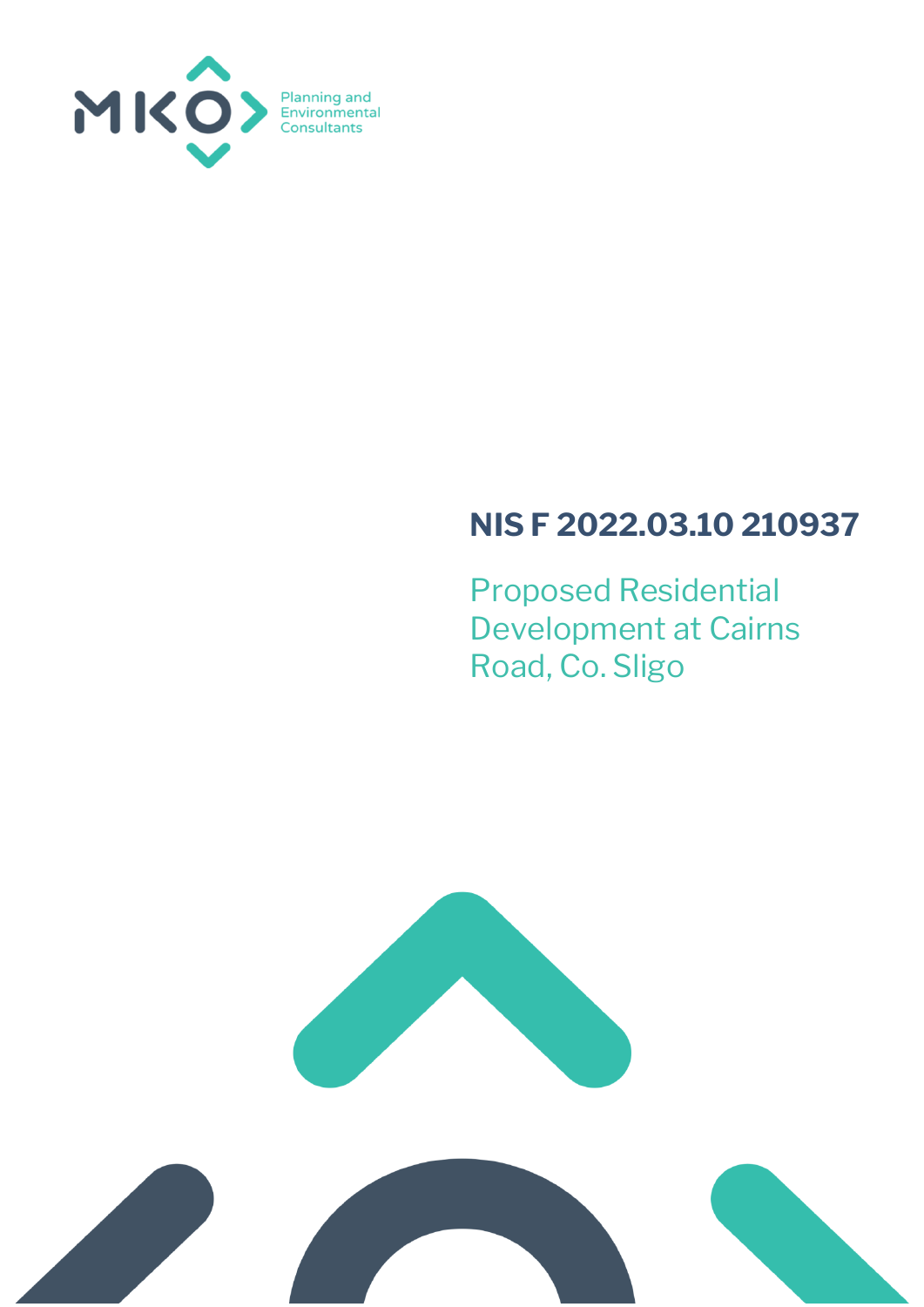MKO Planning and Environmental Consultants

# NIS F 2022.03.10 210937

## Proposed Residential Development at Cairns Road, Co. Sligo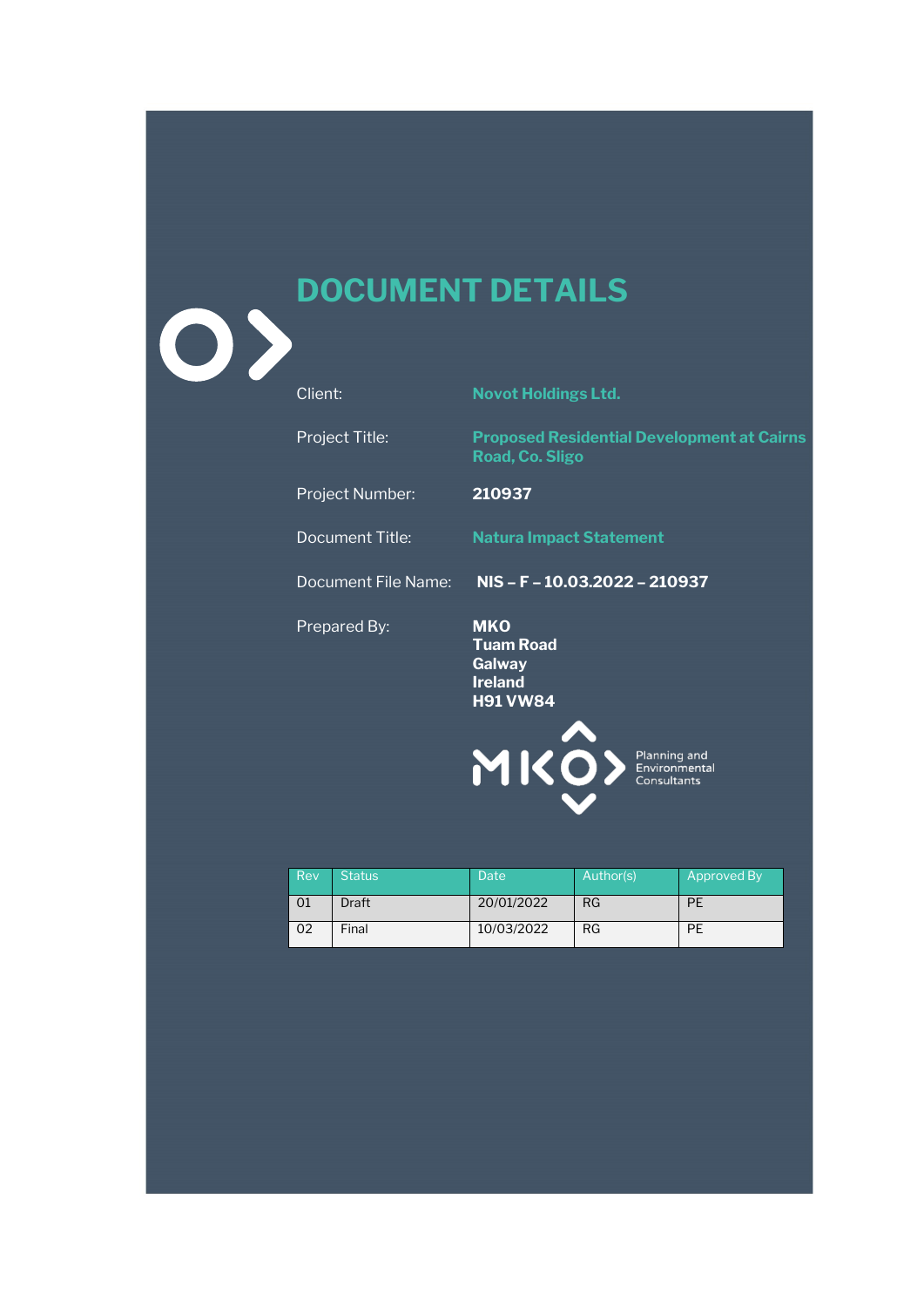# DOCUMENT DETAILS

| | |
|---|---|
| Client: | **Novot Holdings Ltd.** |
| Project Title: | **Proposed Residential Development at Cairns Road, Co. Sligo** |
| Project Number: | **210937** |
| Document Title: | **Natura Impact Statement** |
| Document File Name: | **NIS – F – 10.03.2022 – 210937** |
| Prepared By: | **MKO**<br>**Tuam Road**<br>**Galway**<br>**Ireland**<br>**H91 VW84** |

MKO Planning and Environmental Consultants

| Rev | Status | Date | Author(s) | Approved By |
|---|---|---|---|---|
| 01 | Draft | 20/01/2022 | RG | PE |
| 02 | Final | 10/03/2022 | RG | PE |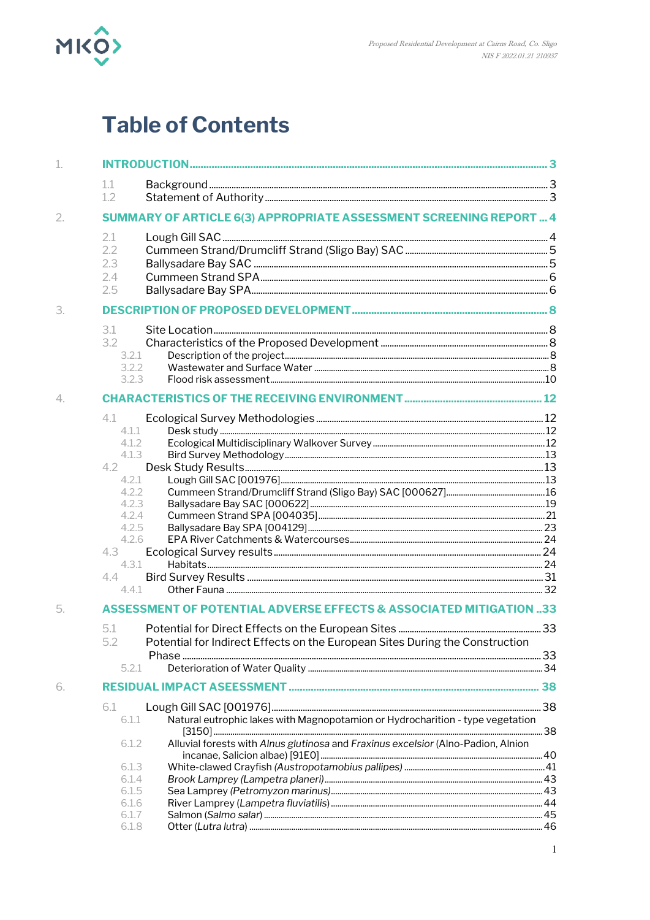# Table of Contents

1. **INTRODUCTION** ..... 3
   - 1.1 Background ..... 3
   - 1.2 Statement of Authority ..... 3
2. **SUMMARY OF ARTICLE 6(3) APPROPRIATE ASSESSMENT SCREENING REPORT** ... 4
   - 2.1 Lough Gill SAC ..... 4
   - 2.2 Cummeen Strand/Drumcliff Strand (Sligo Bay) SAC ..... 5
   - 2.3 Ballysadare Bay SAC ..... 5
   - 2.4 Cummeen Strand SPA ..... 6
   - 2.5 Ballysadare Bay SPA ..... 6
3. **DESCRIPTION OF PROPOSED DEVELOPMENT** ..... 8
   - 3.1 Site Location ..... 8
   - 3.2 Characteristics of the Proposed Development ..... 8
     - 3.2.1 Description of the project ..... 8
     - 3.2.2 Wastewater and Surface Water ..... 8
     - 3.2.3 Flood risk assessment ..... 10
4. **CHARACTERISTICS OF THE RECEIVING ENVIRONMENT** ..... 12
   - 4.1 Ecological Survey Methodologies ..... 12
     - 4.1.1 Desk study ..... 12
     - 4.1.2 Ecological Multidisciplinary Walkover Survey ..... 12
     - 4.1.3 Bird Survey Methodology ..... 13
   - 4.2 Desk Study Results ..... 13
     - 4.2.1 Lough Gill SAC [001976] ..... 13
     - 4.2.2 Cummeen Strand/Drumcliff Strand (Sligo Bay) SAC [000627] ..... 16
     - 4.2.3 Ballysadare Bay SAC [000622] ..... 19
     - 4.2.4 Cummeen Strand SPA [004035] ..... 21
     - 4.2.5 Ballysadare Bay SPA [004129] ..... 23
     - 4.2.6 EPA River Catchments & Watercourses ..... 24
   - 4.3 Ecological Survey results ..... 24
     - 4.3.1 Habitats ..... 24
   - 4.4 Bird Survey Results ..... 31
     - 4.4.1 Other Fauna ..... 32
5. **ASSESSMENT OF POTENTIAL ADVERSE EFFECTS & ASSOCIATED MITIGATION** .. 33
   - 5.1 Potential for Direct Effects on the European Sites ..... 33
   - 5.2 Potential for Indirect Effects on the European Sites During the Construction Phase ..... 33
     - 5.2.1 Deterioration of Water Quality ..... 34
6. **RESIDUAL IMPACT ASEESSMENT** ..... 38
   - 6.1 Lough Gill SAC [001976] ..... 38
     - 6.1.1 Natural eutrophic lakes with Magnopotamion or Hydrocharition - type vegetation [3150] ..... 38
     - 6.1.2 Alluvial forests with *Alnus glutinosa* and *Fraxinus excelsior* (Alno-Padion, Alnion incanae, Salicion albae) [91E0] ..... 40
     - 6.1.3 White-clawed Crayfish *(Austropotamobius pallipes)* ..... 41
     - 6.1.4 *Brook Lamprey (Lampetra planeri)* ..... 43
     - 6.1.5 Sea Lamprey *(Petromyzon marinus)* ..... 43
     - 6.1.6 River Lamprey (*Lampetra fluviatilis*) ..... 44
     - 6.1.7 Salmon (*Salmo salar*) ..... 45
     - 6.1.8 Otter (*Lutra lutra*) ..... 46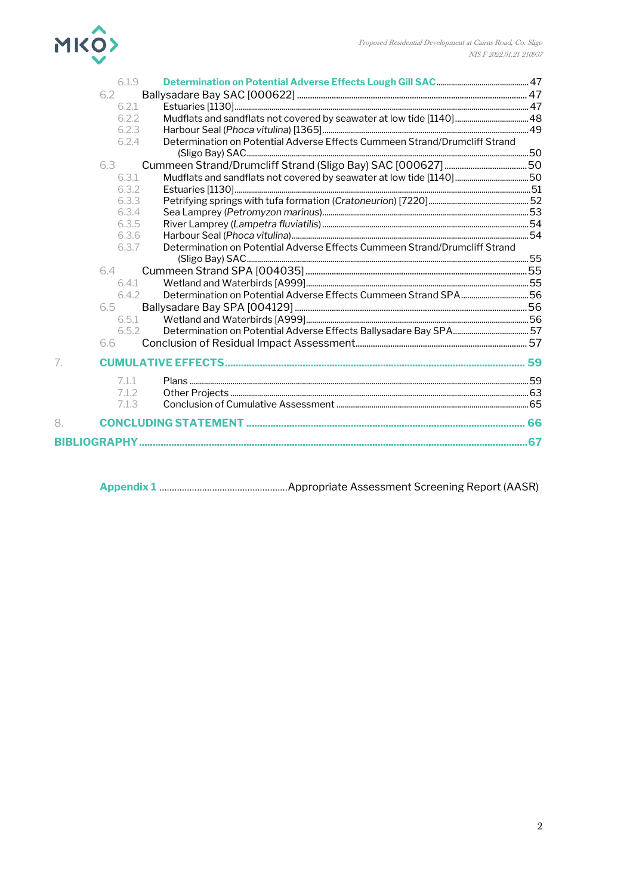6.1.9 **Determination on Potential Adverse Effects Lough Gill SAC** ........................................ 47

6.2 Ballysadare Bay SAC [000622] ........................................ 47

6.2.1 Estuaries [1130] ........................................ 47

6.2.2 Mudflats and sandflats not covered by seawater at low tide [1140] ........................................ 48

6.2.3 Harbour Seal (*Phoca vitulina*) [1365] ........................................ 49

6.2.4 Determination on Potential Adverse Effects Cummeen Strand/Drumcliff Strand (Sligo Bay) SAC ........................................ 50

6.3 Cummeen Strand/Drumcliff Strand (Sligo Bay) SAC [000627] ........................................ 50

6.3.1 Mudflats and sandflats not covered by seawater at low tide [1140] ........................................ 50

6.3.2 Estuaries [1130] ........................................ 51

6.3.3 Petrifying springs with tufa formation (*Cratoneurion*) [7220] ........................................ 52

6.3.4 Sea Lamprey (*Petromyzon marinus*) ........................................ 53

6.3.5 River Lamprey (*Lampetra fluviatilis*) ........................................ 54

6.3.6 Harbour Seal (*Phoca vitulina*) ........................................ 54

6.3.7 Determination on Potential Adverse Effects Cummeen Strand/Drumcliff Strand (Sligo Bay) SAC ........................................ 55

6.4 Cummeen Strand SPA [004035] ........................................ 55

6.4.1 Wetland and Waterbirds [A999] ........................................ 55

6.4.2 Determination on Potential Adverse Effects Cummeen Strand SPA ........................................ 56

6.5 Ballysadare Bay SPA [004129] ........................................ 56

6.5.1 Wetland and Waterbirds [A999] ........................................ 56

6.5.2 Determination on Potential Adverse Effects Ballysadare Bay SPA ........................................ 57

6.6 Conclusion of Residual Impact Assessment ........................................ 57

7. **CUMULATIVE EFFECTS** ........................................ **59**

7.1.1 Plans ........................................ 59

7.1.2 Other Projects ........................................ 63

7.1.3 Conclusion of Cumulative Assessment ........................................ 65

8. **CONCLUDING STATEMENT** ........................................ **66**

**BIBLIOGRAPHY** ........................................ **67**

**Appendix 1** ........................................ Appropriate Assessment Screening Report (AASR)